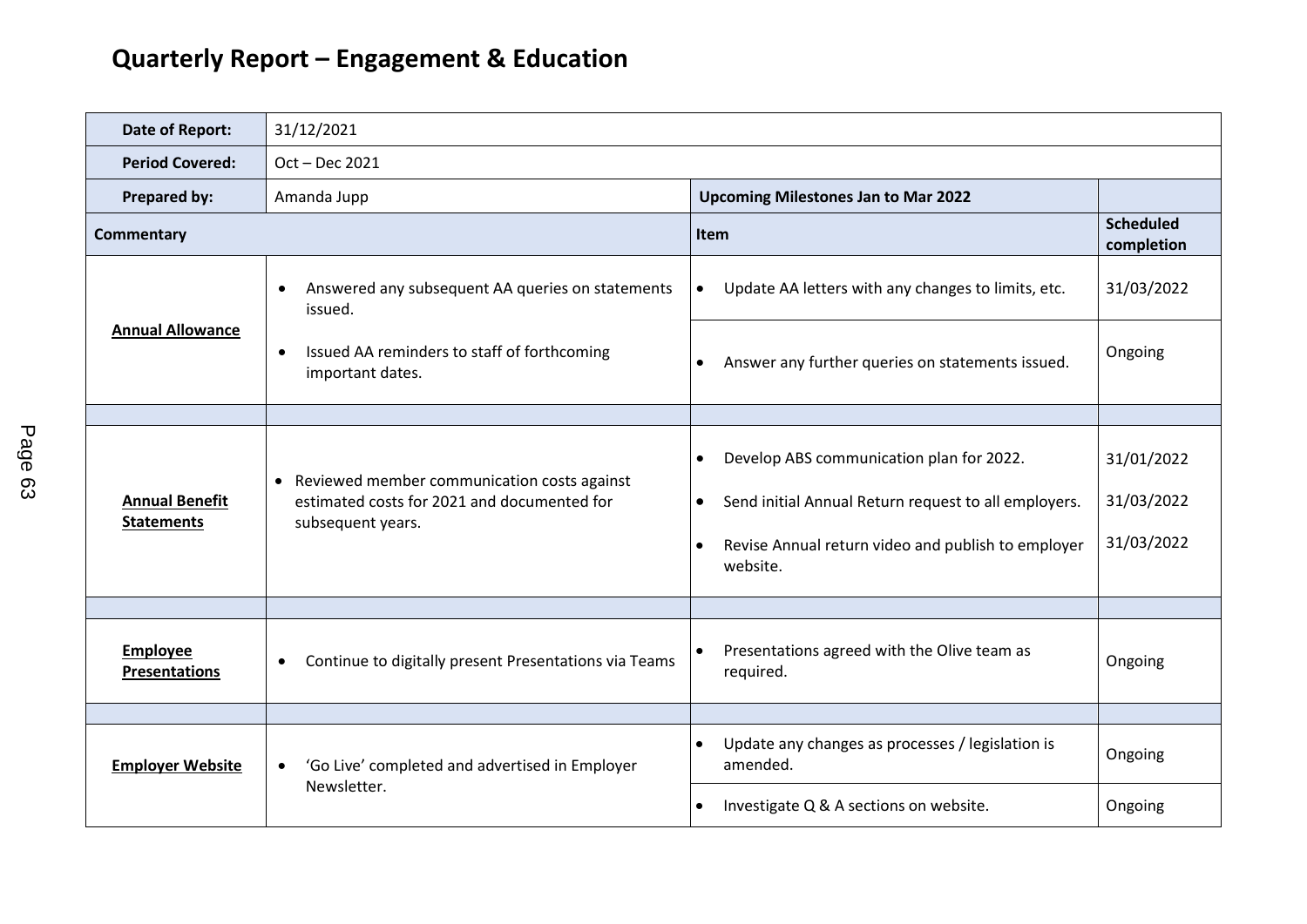# Quarterly Report – Engagement & Education

| **Date of Report:** | 31/12/2021 | | |
|---|---|---|---|
| **Period Covered:** | Oct – Dec 2021 | | |
| **Prepared by:** | Amanda Jupp | **Upcoming Milestones Jan to Mar 2022** | |
| **Commentary** | | **Item** | **Scheduled completion** |
| **Annual Allowance** | • Answered any subsequent AA queries on statements issued.<br>• Issued AA reminders to staff of forthcoming important dates. | • Update AA letters with any changes to limits, etc. | 31/03/2022 |
| | | • Answer any further queries on statements issued. | Ongoing |
| | | | |
| **Annual Benefit Statements** | • Reviewed member communication costs against estimated costs for 2021 and documented for subsequent years. | • Develop ABS communication plan for 2022.<br>• Send initial Annual Return request to all employers.<br>• Revise Annual return video and publish to employer website. | 31/01/2022<br>31/03/2022<br>31/03/2022 |
| | | | |
| **Employee Presentations** | • Continue to digitally present Presentations via Teams | • Presentations agreed with the Olive team as required. | Ongoing |
| | | | |
| **Employer Website** | • 'Go Live' completed and advertised in Employer Newsletter. | • Update any changes as processes / legislation is amended. | Ongoing |
| | | • Investigate Q & A sections on website. | Ongoing |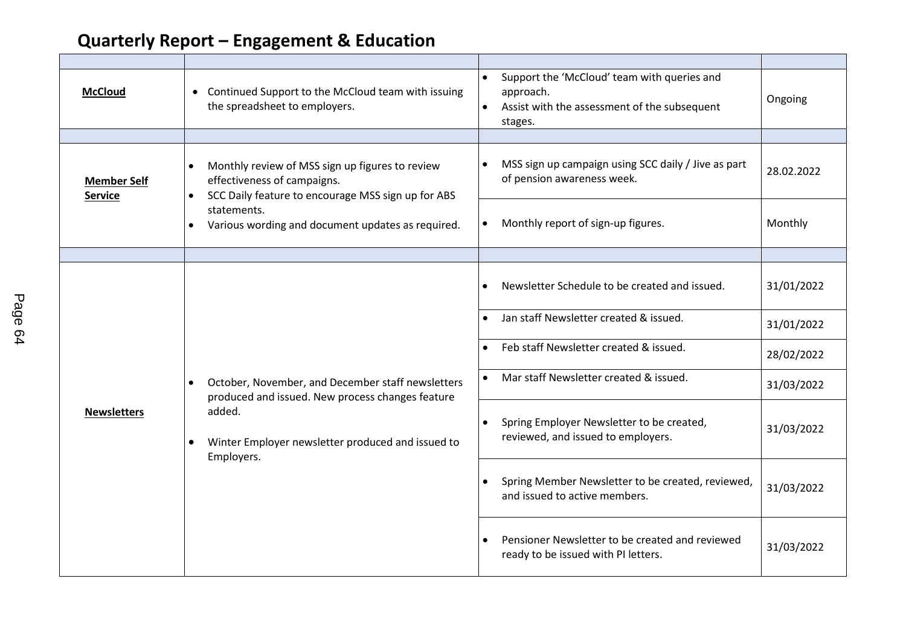# Quarterly Report – Engagement & Education

| | | | |
|---|---|---|---|
| **McCloud** | • Continued Support to the McCloud team with issuing the spreadsheet to employers. | • Support the 'McCloud' team with queries and approach.<br>• Assist with the assessment of the subsequent stages. | Ongoing |
| | | | |
| **Member Self Service** | • Monthly review of MSS sign up figures to review effectiveness of campaigns.<br>• SCC Daily feature to encourage MSS sign up for ABS statements.<br>• Various wording and document updates as required. | • MSS sign up campaign using SCC daily / Jive as part of pension awareness week. | 28.02.2022 |
| | | • Monthly report of sign-up figures. | Monthly |
| | | | |
| **Newsletters** | • October, November, and December staff newsletters produced and issued. New process changes feature added.<br>• Winter Employer newsletter produced and issued to Employers. | • Newsletter Schedule to be created and issued. | 31/01/2022 |
| | | • Jan staff Newsletter created & issued. | 31/01/2022 |
| | | • Feb staff Newsletter created & issued. | 28/02/2022 |
| | | • Mar staff Newsletter created & issued. | 31/03/2022 |
| | | • Spring Employer Newsletter to be created, reviewed, and issued to employers. | 31/03/2022 |
| | | • Spring Member Newsletter to be created, reviewed, and issued to active members. | 31/03/2022 |
| | | • Pensioner Newsletter to be created and reviewed ready to be issued with PI letters. | 31/03/2022 |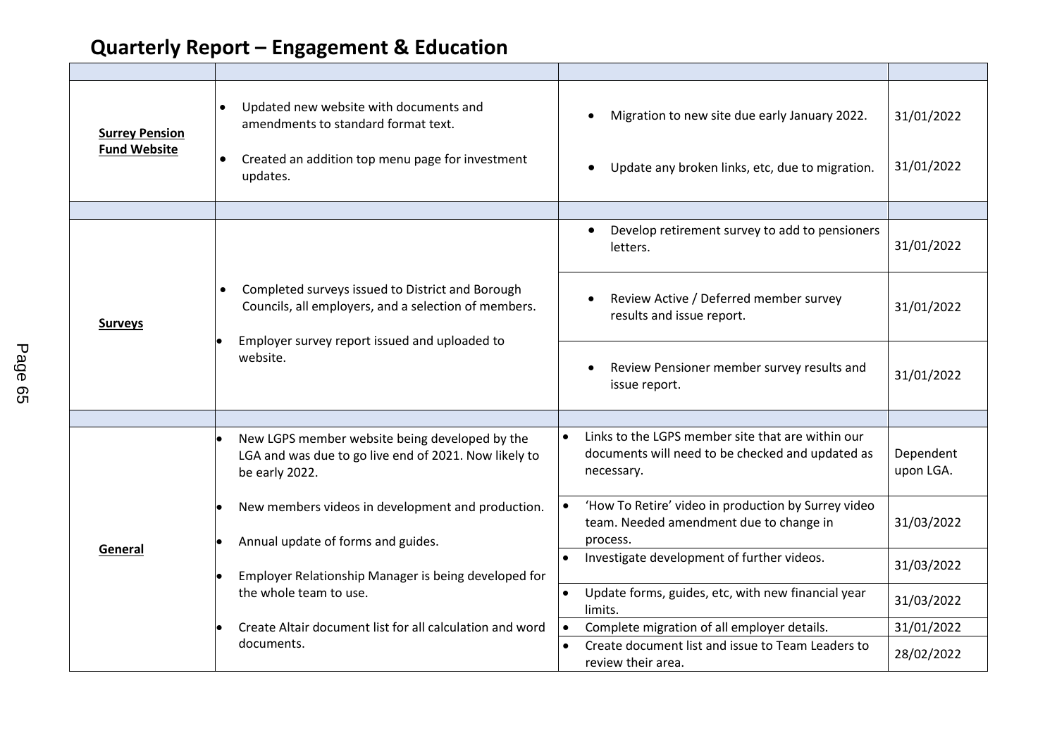# Quarterly Report – Engagement & Education

| | | | |
|---|---|---|---|
| **Surrey Pension Fund Website** | • Updated new website with documents and amendments to standard format text.<br>• Created an addition top menu page for investment updates. | • Migration to new site due early January 2022.<br>• Update any broken links, etc, due to migration. | 31/01/2022<br>31/01/2022 |
| | | | |
| **Surveys** | • Completed surveys issued to District and Borough Councils, all employers, and a selection of members.<br>• Employer survey report issued and uploaded to website. | • Develop retirement survey to add to pensioners letters. | 31/01/2022 |
| | | • Review Active / Deferred member survey results and issue report. | 31/01/2022 |
| | | • Review Pensioner member survey results and issue report. | 31/01/2022 |
| | | | |
| **General** | • New LGPS member website being developed by the LGA and was due to go live end of 2021. Now likely to be early 2022.<br>• New members videos in development and production.<br>• Annual update of forms and guides.<br>• Employer Relationship Manager is being developed for the whole team to use.<br>• Create Altair document list for all calculation and word documents. | • Links to the LGPS member site that are within our documents will need to be checked and updated as necessary. | Dependent upon LGA. |
| | | • 'How To Retire' video in production by Surrey video team. Needed amendment due to change in process. | 31/03/2022 |
| | | • Investigate development of further videos. | 31/03/2022 |
| | | • Update forms, guides, etc, with new financial year limits. | 31/03/2022 |
| | | • Complete migration of all employer details. | 31/01/2022 |
| | | • Create document list and issue to Team Leaders to review their area. | 28/02/2022 |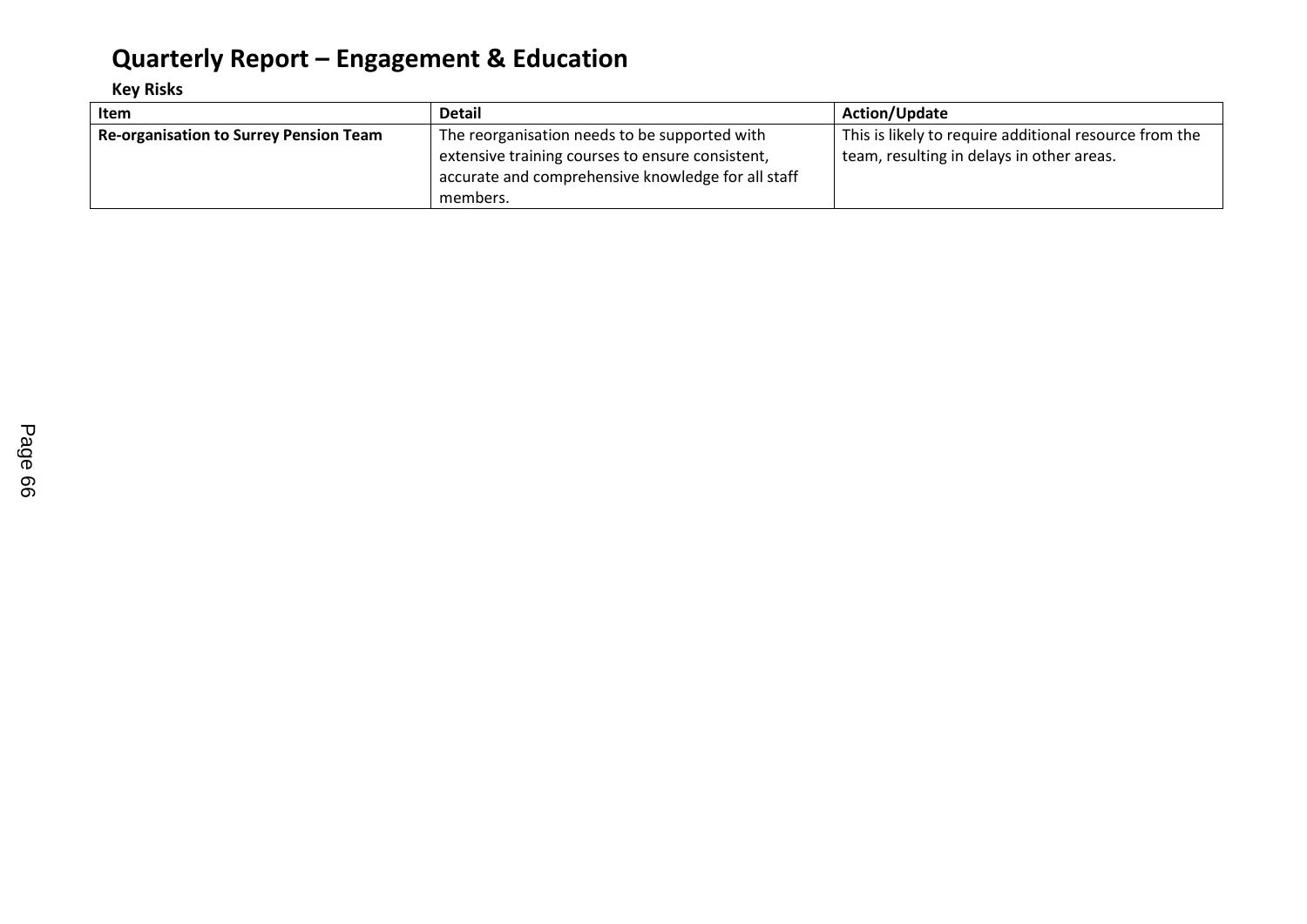# Quarterly Report – Engagement & Education

**Key Risks**

| Item | Detail | Action/Update |
|---|---|---|
| **Re-organisation to Surrey Pension Team** | The reorganisation needs to be supported with extensive training courses to ensure consistent, accurate and comprehensive knowledge for all staff members. | This is likely to require additional resource from the team, resulting in delays in other areas. |